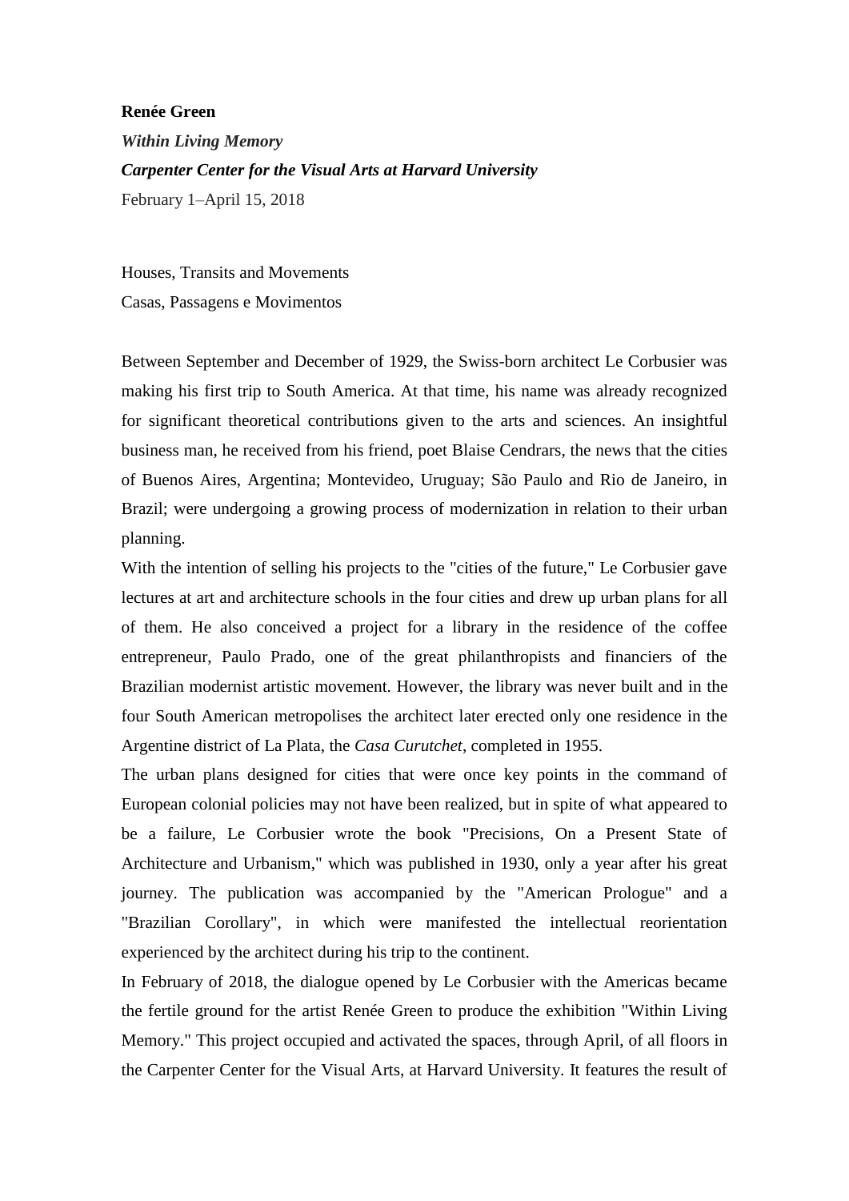**Renée Green**

***Within Living Memory***

***Carpenter Center for the Visual Arts at Harvard University***

February 1–April 15, 2018

Houses, Transits and Movements

Casas, Passagens e Movimentos

Between September and December of 1929, the Swiss-born architect Le Corbusier was making his first trip to South America. At that time, his name was already recognized for significant theoretical contributions given to the arts and sciences. An insightful business man, he received from his friend, poet Blaise Cendrars, the news that the cities of Buenos Aires, Argentina; Montevideo, Uruguay; São Paulo and Rio de Janeiro, in Brazil; were undergoing a growing process of modernization in relation to their urban planning.

With the intention of selling his projects to the "cities of the future," Le Corbusier gave lectures at art and architecture schools in the four cities and drew up urban plans for all of them. He also conceived a project for a library in the residence of the coffee entrepreneur, Paulo Prado, one of the great philanthropists and financiers of the Brazilian modernist artistic movement. However, the library was never built and in the four South American metropolises the architect later erected only one residence in the Argentine district of La Plata, the *Casa Curutchet*, completed in 1955.

The urban plans designed for cities that were once key points in the command of European colonial policies may not have been realized, but in spite of what appeared to be a failure, Le Corbusier wrote the book "Precisions, On a Present State of Architecture and Urbanism," which was published in 1930, only a year after his great journey. The publication was accompanied by the "American Prologue" and a "Brazilian Corollary", in which were manifested the intellectual reorientation experienced by the architect during his trip to the continent.

In February of 2018, the dialogue opened by Le Corbusier with the Americas became the fertile ground for the artist Renée Green to produce the exhibition "Within Living Memory." This project occupied and activated the spaces, through April, of all floors in the Carpenter Center for the Visual Arts, at Harvard University. It features the result of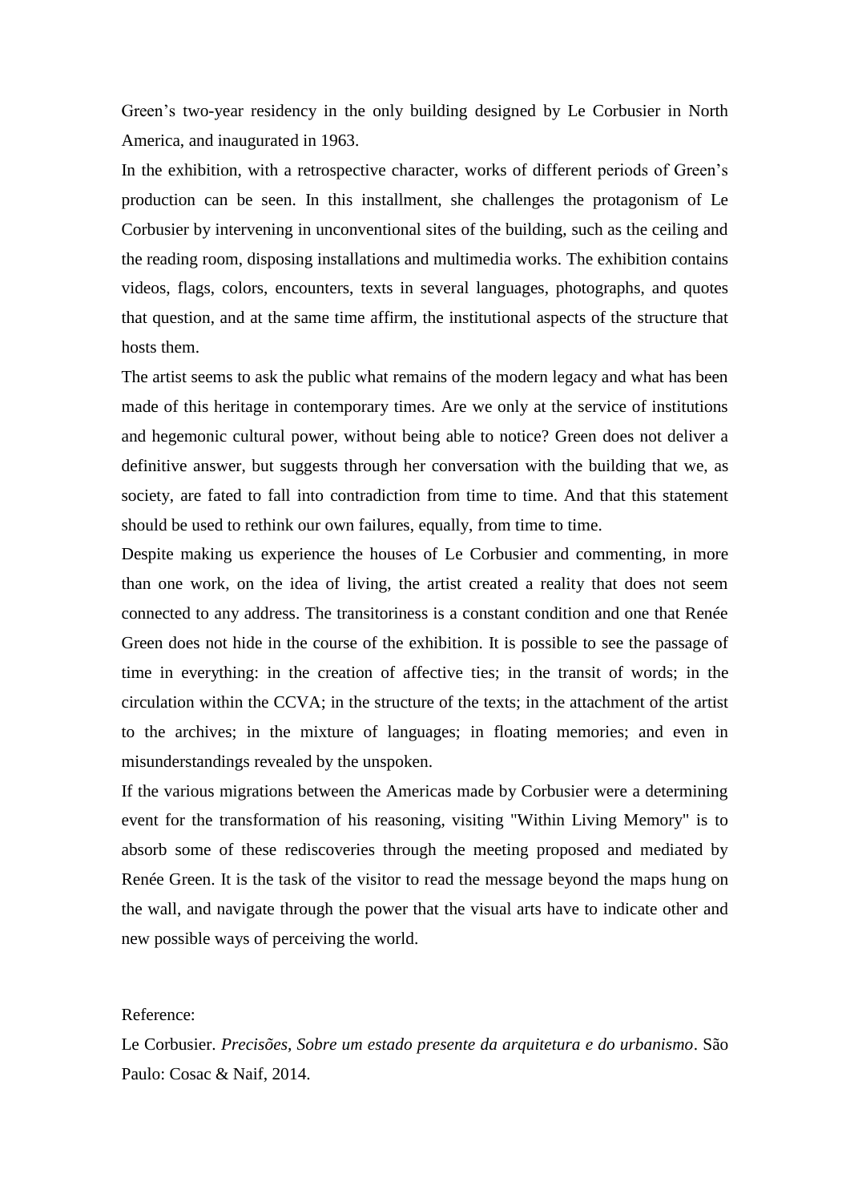Green's two-year residency in the only building designed by Le Corbusier in North America, and inaugurated in 1963.

In the exhibition, with a retrospective character, works of different periods of Green's production can be seen. In this installment, she challenges the protagonism of Le Corbusier by intervening in unconventional sites of the building, such as the ceiling and the reading room, disposing installations and multimedia works. The exhibition contains videos, flags, colors, encounters, texts in several languages, photographs, and quotes that question, and at the same time affirm, the institutional aspects of the structure that hosts them.

The artist seems to ask the public what remains of the modern legacy and what has been made of this heritage in contemporary times. Are we only at the service of institutions and hegemonic cultural power, without being able to notice? Green does not deliver a definitive answer, but suggests through her conversation with the building that we, as society, are fated to fall into contradiction from time to time. And that this statement should be used to rethink our own failures, equally, from time to time.

Despite making us experience the houses of Le Corbusier and commenting, in more than one work, on the idea of living, the artist created a reality that does not seem connected to any address. The transitoriness is a constant condition and one that Renée Green does not hide in the course of the exhibition. It is possible to see the passage of time in everything: in the creation of affective ties; in the transit of words; in the circulation within the CCVA; in the structure of the texts; in the attachment of the artist to the archives; in the mixture of languages; in floating memories; and even in misunderstandings revealed by the unspoken.

If the various migrations between the Americas made by Corbusier were a determining event for the transformation of his reasoning, visiting "Within Living Memory" is to absorb some of these rediscoveries through the meeting proposed and mediated by Renée Green. It is the task of the visitor to read the message beyond the maps hung on the wall, and navigate through the power that the visual arts have to indicate other and new possible ways of perceiving the world.

Reference:

Le Corbusier. *Precisões, Sobre um estado presente da arquitetura e do urbanismo*. São Paulo: Cosac & Naif, 2014.